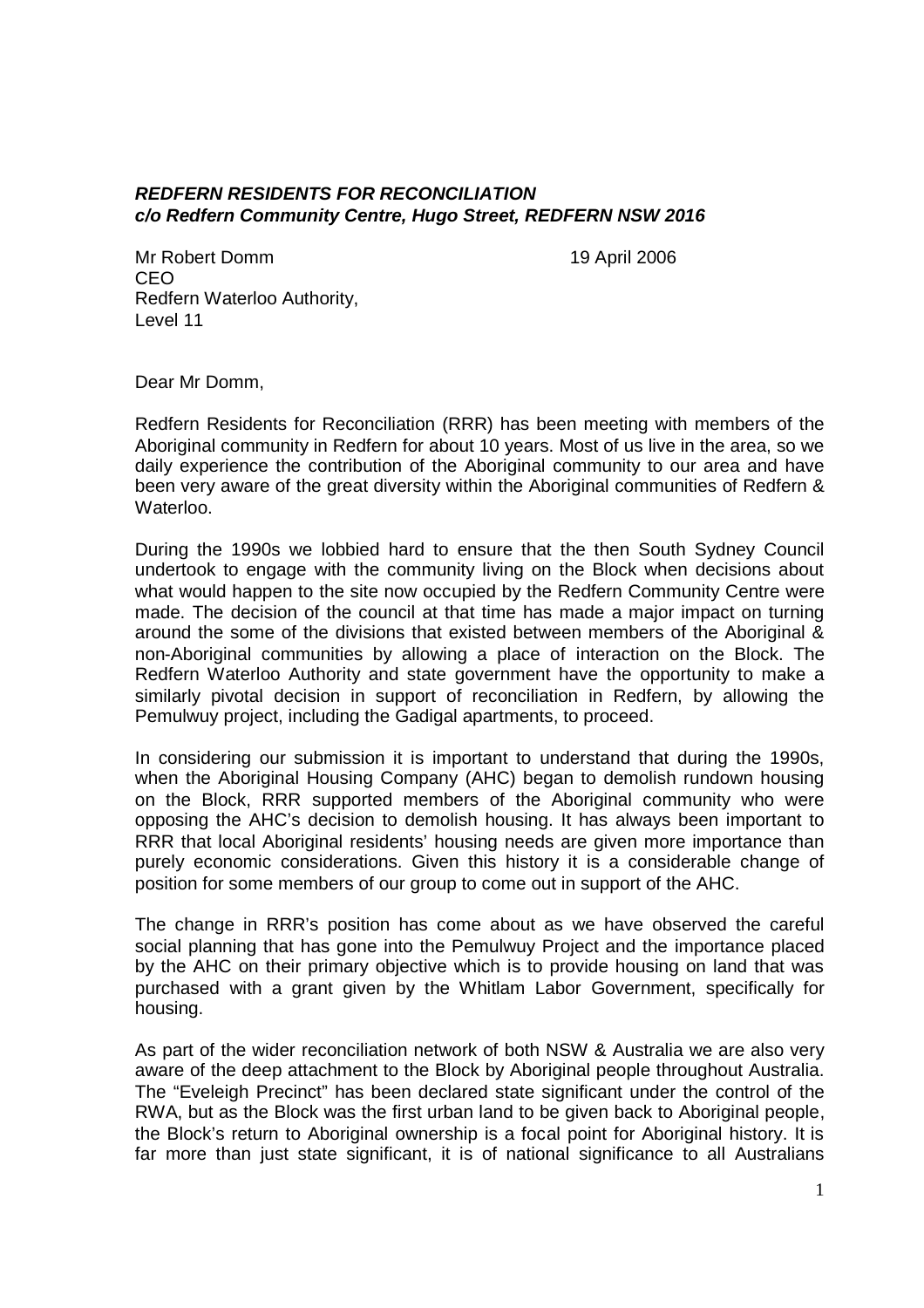***REDFERN RESIDENTS FOR RECONCILIATION***
***c/o Redfern Community Centre, Hugo Street, REDFERN NSW 2016***

Mr Robert Domm
CEO
Redfern Waterloo Authority,
Level 11

19 April 2006

Dear Mr Domm,

Redfern Residents for Reconciliation (RRR) has been meeting with members of the Aboriginal community in Redfern for about 10 years. Most of us live in the area, so we daily experience the contribution of the Aboriginal community to our area and have been very aware of the great diversity within the Aboriginal communities of Redfern & Waterloo.

During the 1990s we lobbied hard to ensure that the then South Sydney Council undertook to engage with the community living on the Block when decisions about what would happen to the site now occupied by the Redfern Community Centre were made. The decision of the council at that time has made a major impact on turning around the some of the divisions that existed between members of the Aboriginal & non-Aboriginal communities by allowing a place of interaction on the Block. The Redfern Waterloo Authority and state government have the opportunity to make a similarly pivotal decision in support of reconciliation in Redfern, by allowing the Pemulwuy project, including the Gadigal apartments, to proceed.

In considering our submission it is important to understand that during the 1990s, when the Aboriginal Housing Company (AHC) began to demolish rundown housing on the Block, RRR supported members of the Aboriginal community who were opposing the AHC's decision to demolish housing. It has always been important to RRR that local Aboriginal residents' housing needs are given more importance than purely economic considerations. Given this history it is a considerable change of position for some members of our group to come out in support of the AHC.

The change in RRR's position has come about as we have observed the careful social planning that has gone into the Pemulwuy Project and the importance placed by the AHC on their primary objective which is to provide housing on land that was purchased with a grant given by the Whitlam Labor Government, specifically for housing.

As part of the wider reconciliation network of both NSW & Australia we are also very aware of the deep attachment to the Block by Aboriginal people throughout Australia. The "Eveleigh Precinct" has been declared state significant under the control of the RWA, but as the Block was the first urban land to be given back to Aboriginal people, the Block's return to Aboriginal ownership is a focal point for Aboriginal history. It is far more than just state significant, it is of national significance to all Australians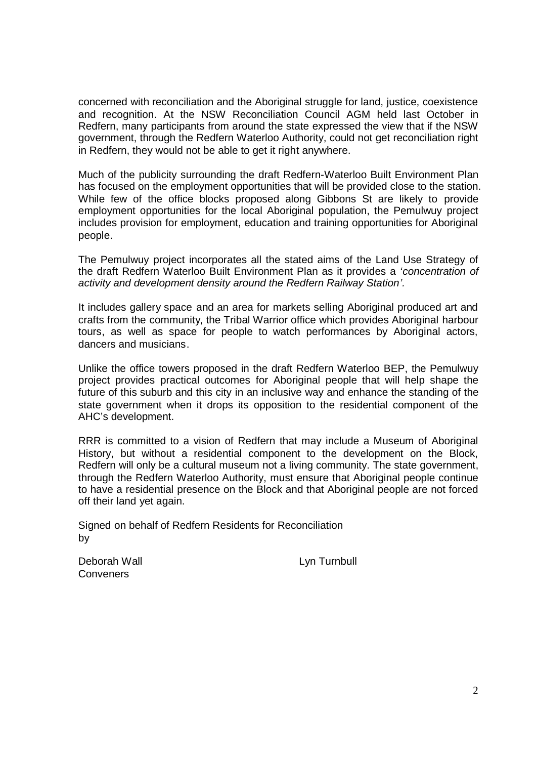concerned with reconciliation and the Aboriginal struggle for land, justice, coexistence and recognition. At the NSW Reconciliation Council AGM held last October in Redfern, many participants from around the state expressed the view that if the NSW government, through the Redfern Waterloo Authority, could not get reconciliation right in Redfern, they would not be able to get it right anywhere.

Much of the publicity surrounding the draft Redfern-Waterloo Built Environment Plan has focused on the employment opportunities that will be provided close to the station. While few of the office blocks proposed along Gibbons St are likely to provide employment opportunities for the local Aboriginal population, the Pemulwuy project includes provision for employment, education and training opportunities for Aboriginal people.

The Pemulwuy project incorporates all the stated aims of the Land Use Strategy of the draft Redfern Waterloo Built Environment Plan as it provides a *'concentration of activity and development density around the Redfern Railway Station'.*

It includes gallery space and an area for markets selling Aboriginal produced art and crafts from the community, the Tribal Warrior office which provides Aboriginal harbour tours, as well as space for people to watch performances by Aboriginal actors, dancers and musicians.

Unlike the office towers proposed in the draft Redfern Waterloo BEP, the Pemulwuy project provides practical outcomes for Aboriginal people that will help shape the future of this suburb and this city in an inclusive way and enhance the standing of the state government when it drops its opposition to the residential component of the AHC's development.

RRR is committed to a vision of Redfern that may include a Museum of Aboriginal History, but without a residential component to the development on the Block, Redfern will only be a cultural museum not a living community. The state government, through the Redfern Waterloo Authority, must ensure that Aboriginal people continue to have a residential presence on the Block and that Aboriginal people are not forced off their land yet again.

Signed on behalf of Redfern Residents for Reconciliation by

Deborah Wall    Lyn Turnbull
Conveners